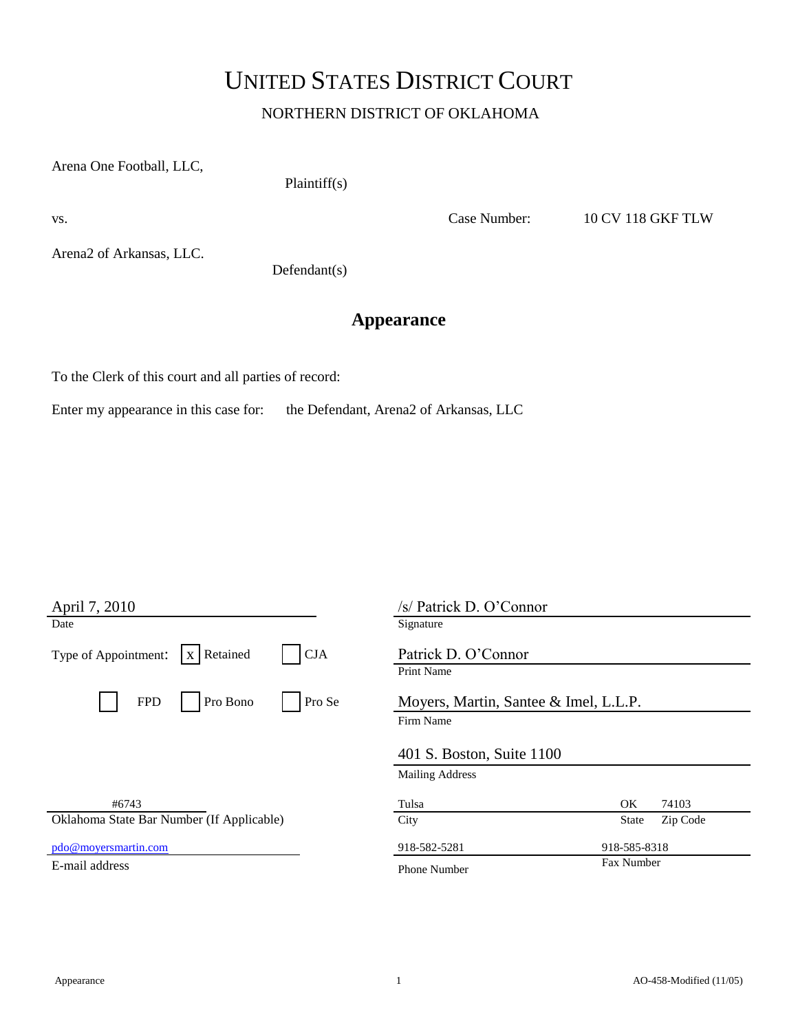# UNITED STATES DISTRICT COURT

## NORTHERN DISTRICT OF OKLAHOMA

Arena One Football, LLC,

Plaintiff(s)

vs. Case Number: 10 CV 118 GKF TLW

Arena2 of Arkansas, LLC.

Defendant(s)

## Appearance

To the Clerk of this court and all parties of record:

Enter my appearance in this case for: the Defendant, Arena2 of Arkansas, LLC

April 7, 2010
Date

Type of Appointment: [x] Retained [ ] CJA [ ] FPD [ ] Pro Bono [ ] Pro Se

#6743
Oklahoma State Bar Number (If Applicable)

pdo@moyersmartin.com
E-mail address

/s/ Patrick D. O'Connor
Signature

Patrick D. O'Connor
Print Name

Moyers, Martin, Santee & Imel, L.L.P.
Firm Name

401 S. Boston, Suite 1100
Mailing Address

| Tulsa | OK | 74103 |
|---|---|---|
| City | State | Zip Code |

| 918-582-5281 | 918-585-8318 |
|---|---|
| Phone Number | Fax Number |

Appearance AO-458-Modified (11/05)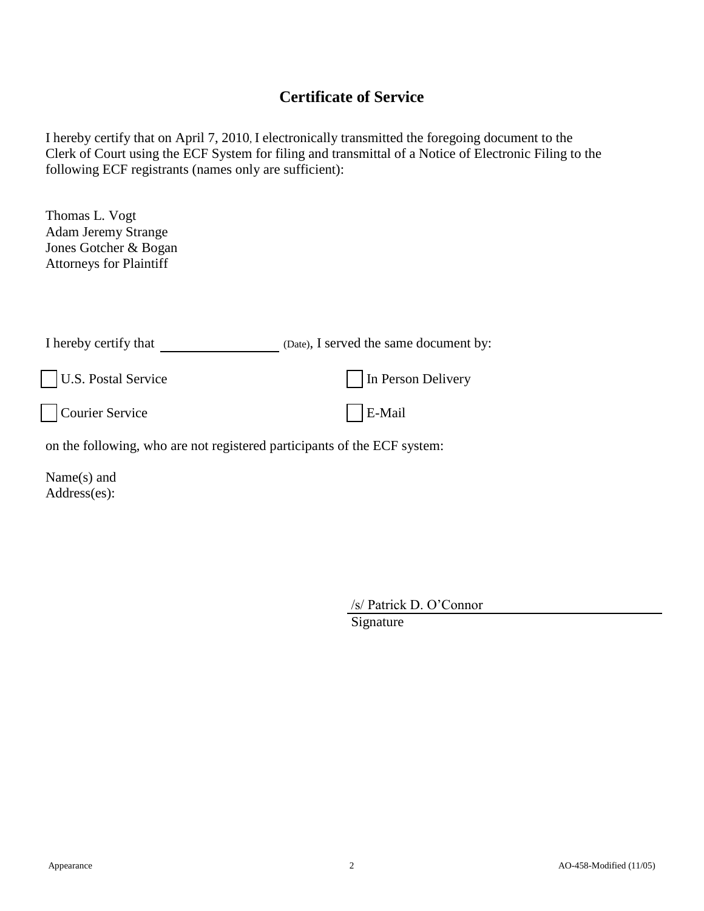# Certificate of Service

I hereby certify that on April 7, 2010, I electronically transmitted the foregoing document to the Clerk of Court using the ECF System for filing and transmittal of a Notice of Electronic Filing to the following ECF registrants (names only are sufficient):

Thomas L. Vogt
Adam Jeremy Strange
Jones Gotcher & Bogan
Attorneys for Plaintiff

I hereby certify that \_\_\_\_\_\_\_\_\_\_\_\_\_\_\_\_ (Date), I served the same document by:

☐ U.S. Postal Service ☐ In Person Delivery

☐ Courier Service ☐ E-Mail

on the following, who are not registered participants of the ECF system:

Name(s) and
Address(es):

/s/ Patrick D. O'Connor
Signature

Appearance AO-458-Modified (11/05)